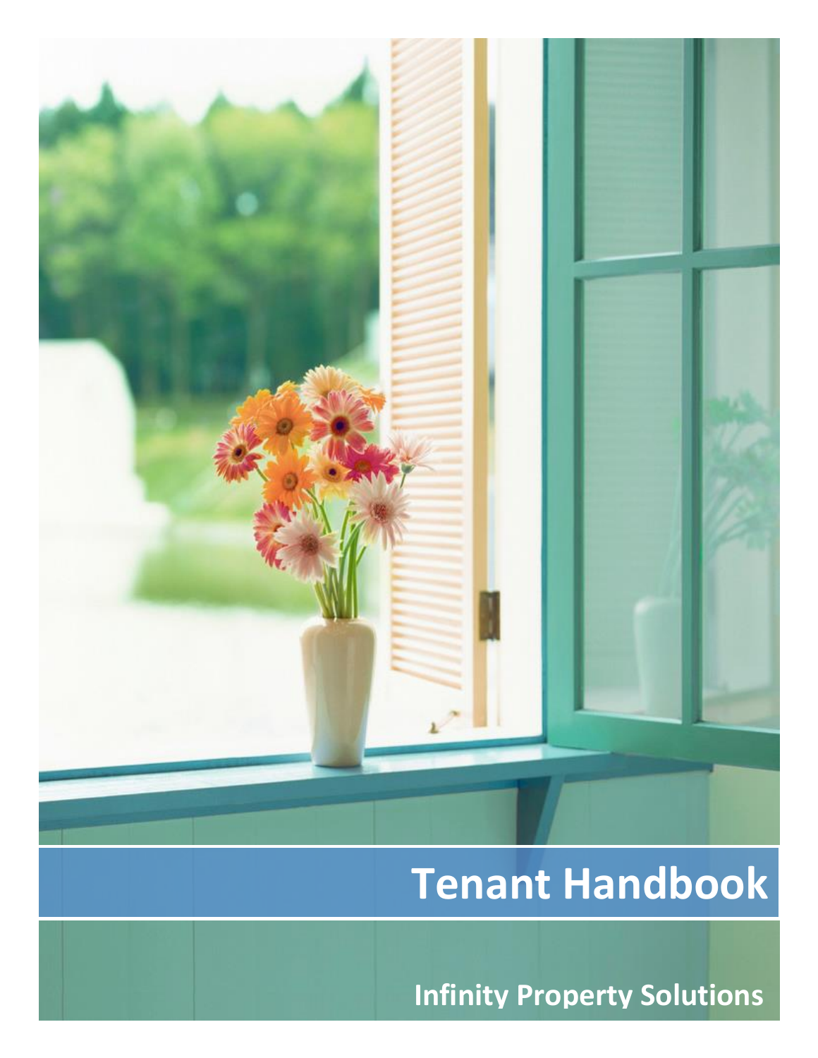# Tenant Handbook

**Infinity Property Solutions**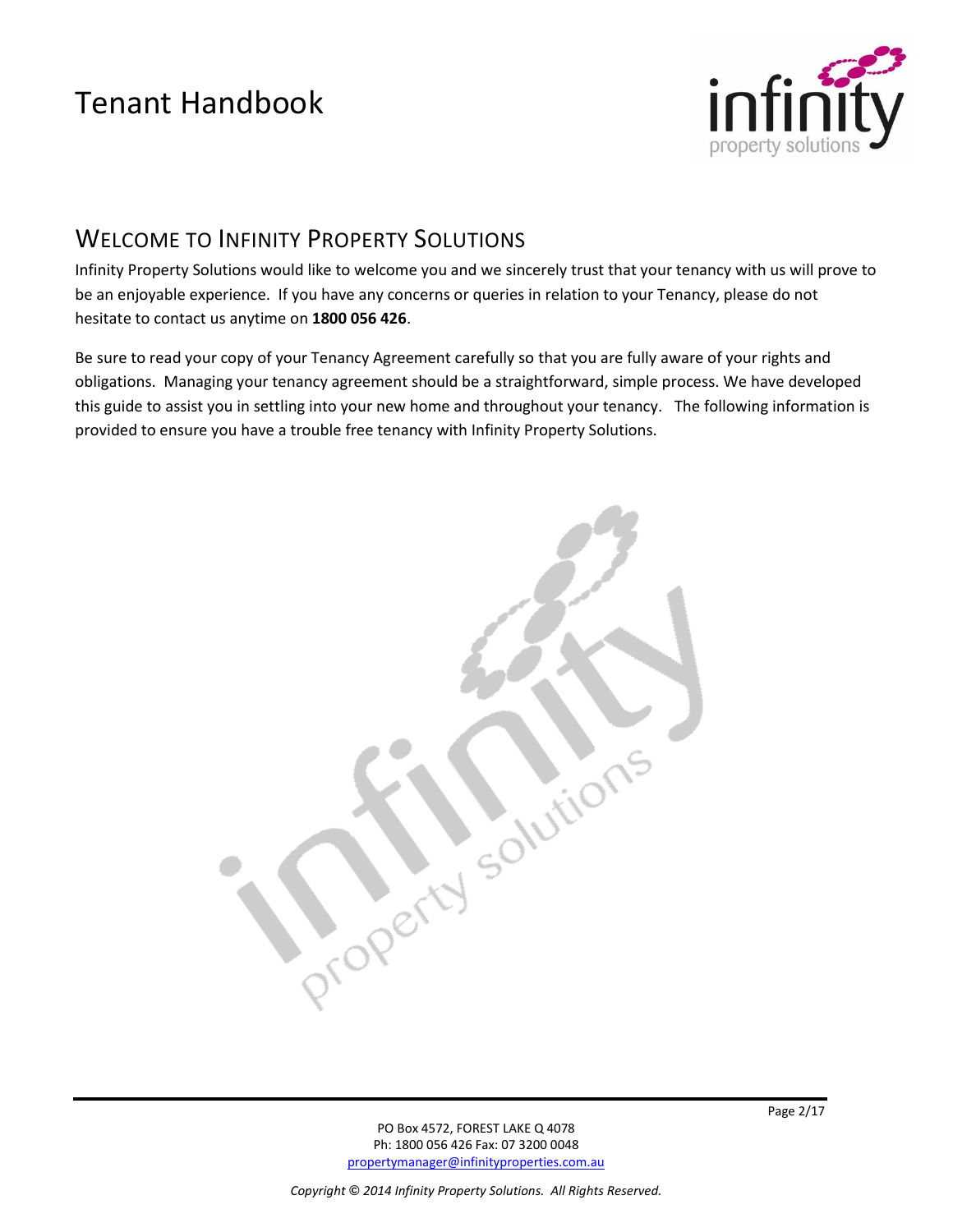# Tenant Handbook

## Welcome to Infinity Property Solutions

Infinity Property Solutions would like to welcome you and we sincerely trust that your tenancy with us will prove to be an enjoyable experience. If you have any concerns or queries in relation to your Tenancy, please do not hesitate to contact us anytime on **1800 056 426**.

Be sure to read your copy of your Tenancy Agreement carefully so that you are fully aware of your rights and obligations. Managing your tenancy agreement should be a straightforward, simple process. We have developed this guide to assist you in settling into your new home and throughout your tenancy. The following information is provided to ensure you have a trouble free tenancy with Infinity Property Solutions.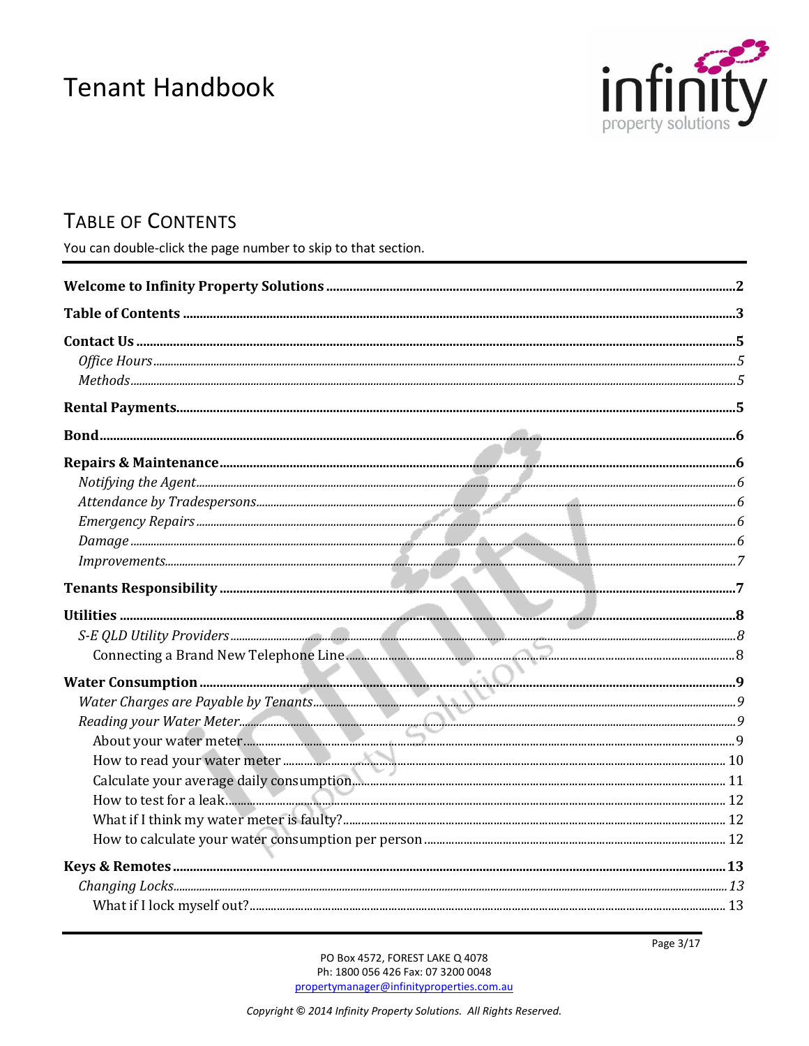# Tenant Handbook

## Table of Contents

You can double-click the page number to skip to that section.

**Welcome to Infinity Property Solutions** ..... 2

**Table of Contents** ..... 3

**Contact Us** ..... 5
- *Office Hours* ..... 5
- *Methods* ..... 5

**Rental Payments** ..... 5

**Bond** ..... 6

**Repairs & Maintenance** ..... 6
- *Notifying the Agent* ..... 6
- *Attendance by Tradespersons* ..... 6
- *Emergency Repairs* ..... 6
- *Damage* ..... 6
- *Improvements* ..... 7

**Tenants Responsibility** ..... 7

**Utilities** ..... 8
- *S-E QLD Utility Providers* ..... 8
  - Connecting a Brand New Telephone Line ..... 8

**Water Consumption** ..... 9
- *Water Charges are Payable by Tenants* ..... 9
- *Reading your Water Meter* ..... 9
  - About your water meter ..... 9
  - How to read your water meter ..... 10
  - Calculate your average daily consumption ..... 11
  - How to test for a leak ..... 12
  - What if I think my water meter is faulty? ..... 12
  - How to calculate your water consumption per person ..... 12

**Keys & Remotes** ..... 13
- *Changing Locks* ..... 13
  - What if I lock myself out? ..... 13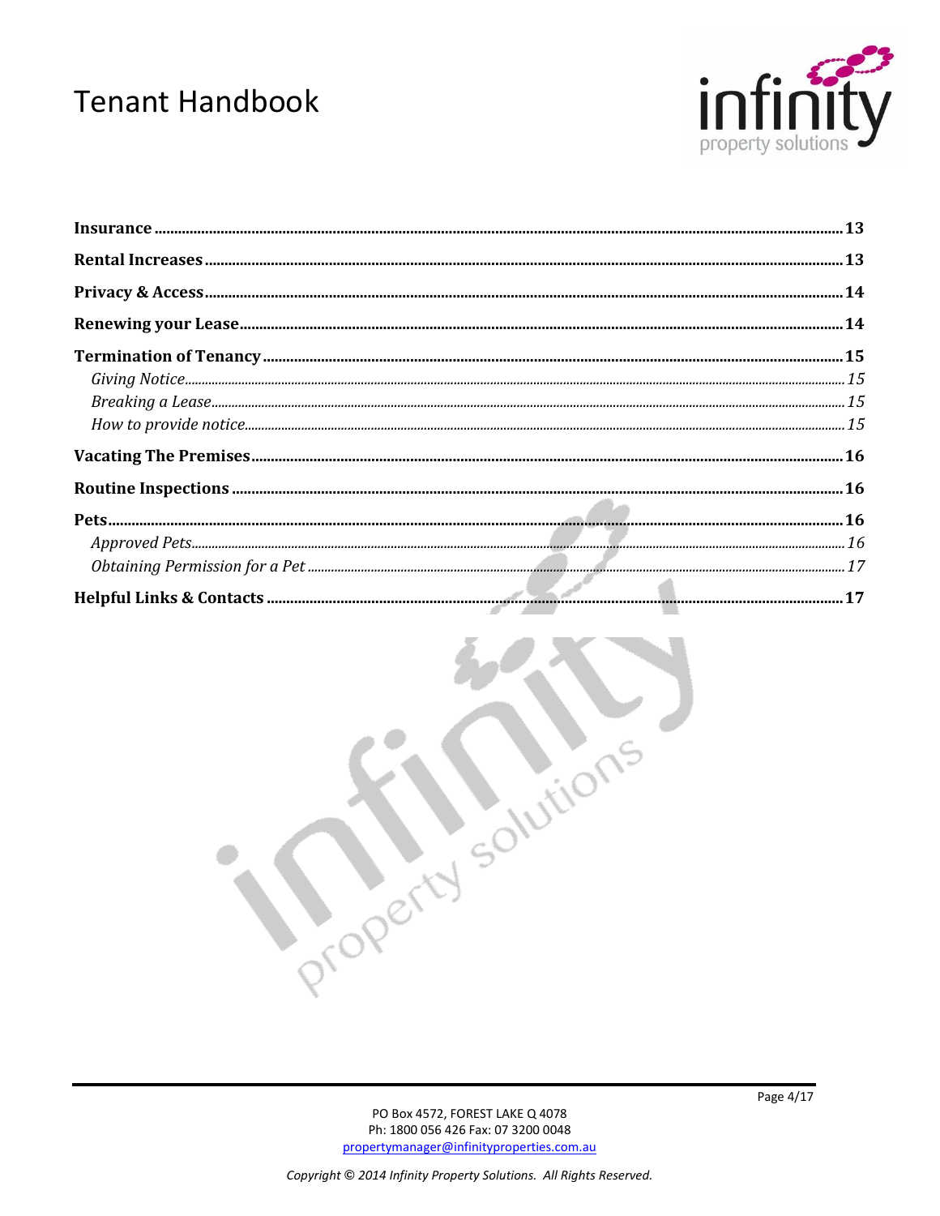**Insurance** .......... 13

**Rental Increases** .......... 13

**Privacy & Access** .......... 14

**Renewing your Lease** .......... 14

**Termination of Tenancy** .......... 15

*Giving Notice* .......... 15

*Breaking a Lease* .......... 15

*How to provide notice* .......... 15

**Vacating The Premises** .......... 16

**Routine Inspections** .......... 16

**Pets** .......... 16

*Approved Pets* .......... 16

*Obtaining Permission for a Pet* .......... 17

**Helpful Links & Contacts** .......... 17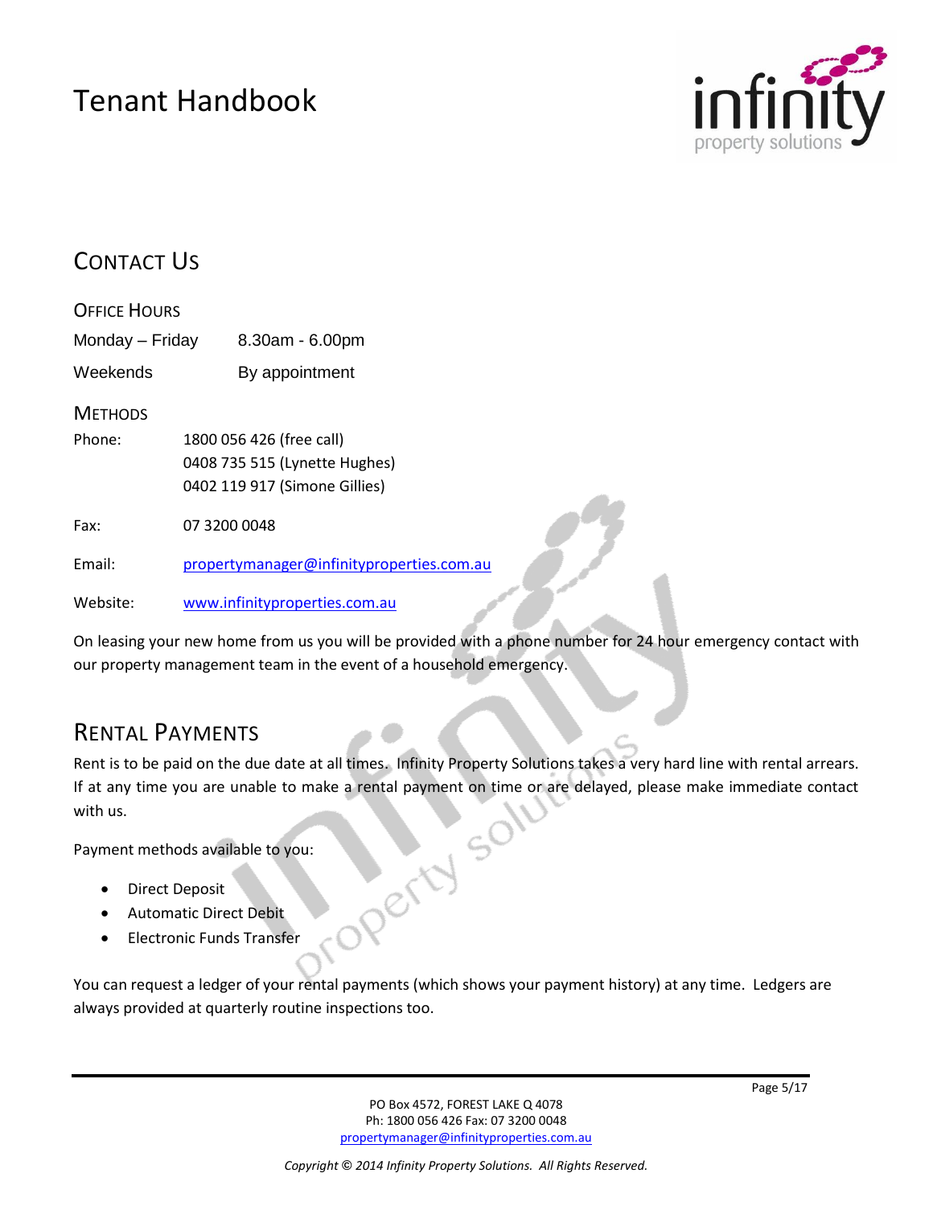# Tenant Handbook

## Contact Us

### Office Hours

| | |
|---|---|
| Monday – Friday | 8.30am - 6.00pm |
| Weekends | By appointment |

### Methods

| | |
|---|---|
| Phone: | 1800 056 426 (free call)<br>0408 735 515 (Lynette Hughes)<br>0402 119 917 (Simone Gillies) |
| Fax: | 07 3200 0048 |
| Email: | propertymanager@infinityproperties.com.au |
| Website: | www.infinityproperties.com.au |

On leasing your new home from us you will be provided with a phone number for 24 hour emergency contact with our property management team in the event of a household emergency.

## Rental Payments

Rent is to be paid on the due date at all times. Infinity Property Solutions takes a very hard line with rental arrears. If at any time you are unable to make a rental payment on time or are delayed, please make immediate contact with us.

Payment methods available to you:

- Direct Deposit
- Automatic Direct Debit
- Electronic Funds Transfer

You can request a ledger of your rental payments (which shows your payment history) at any time. Ledgers are always provided at quarterly routine inspections too.

PO Box 4572, FOREST LAKE Q 4078
Ph: 1800 056 426 Fax: 07 3200 0048
propertymanager@infinityproperties.com.au

*Copyright © 2014 Infinity Property Solutions. All Rights Reserved.*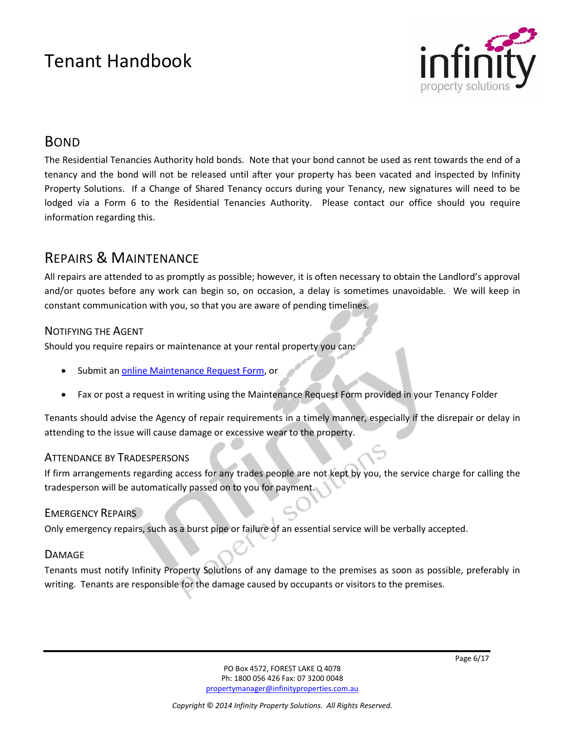## Bond

The Residential Tenancies Authority hold bonds. Note that your bond cannot be used as rent towards the end of a tenancy and the bond will not be released until after your property has been vacated and inspected by Infinity Property Solutions. If a Change of Shared Tenancy occurs during your Tenancy, new signatures will need to be lodged via a Form 6 to the Residential Tenancies Authority. Please contact our office should you require information regarding this.

## Repairs & Maintenance

All repairs are attended to as promptly as possible; however, it is often necessary to obtain the Landlord's approval and/or quotes before any work can begin so, on occasion, a delay is sometimes unavoidable. We will keep in constant communication with you, so that you are aware of pending timelines.

### Notifying the Agent

Should you require repairs or maintenance at your rental property you can:

- Submit an online Maintenance Request Form, or
- Fax or post a request in writing using the Maintenance Request Form provided in your Tenancy Folder

Tenants should advise the Agency of repair requirements in a timely manner, especially if the disrepair or delay in attending to the issue will cause damage or excessive wear to the property.

### Attendance by Tradespersons

If firm arrangements regarding access for any trades people are not kept by you, the service charge for calling the tradesperson will be automatically passed on to you for payment.

### Emergency Repairs

Only emergency repairs, such as a burst pipe or failure of an essential service will be verbally accepted.

### Damage

Tenants must notify Infinity Property Solutions of any damage to the premises as soon as possible, preferably in writing. Tenants are responsible for the damage caused by occupants or visitors to the premises.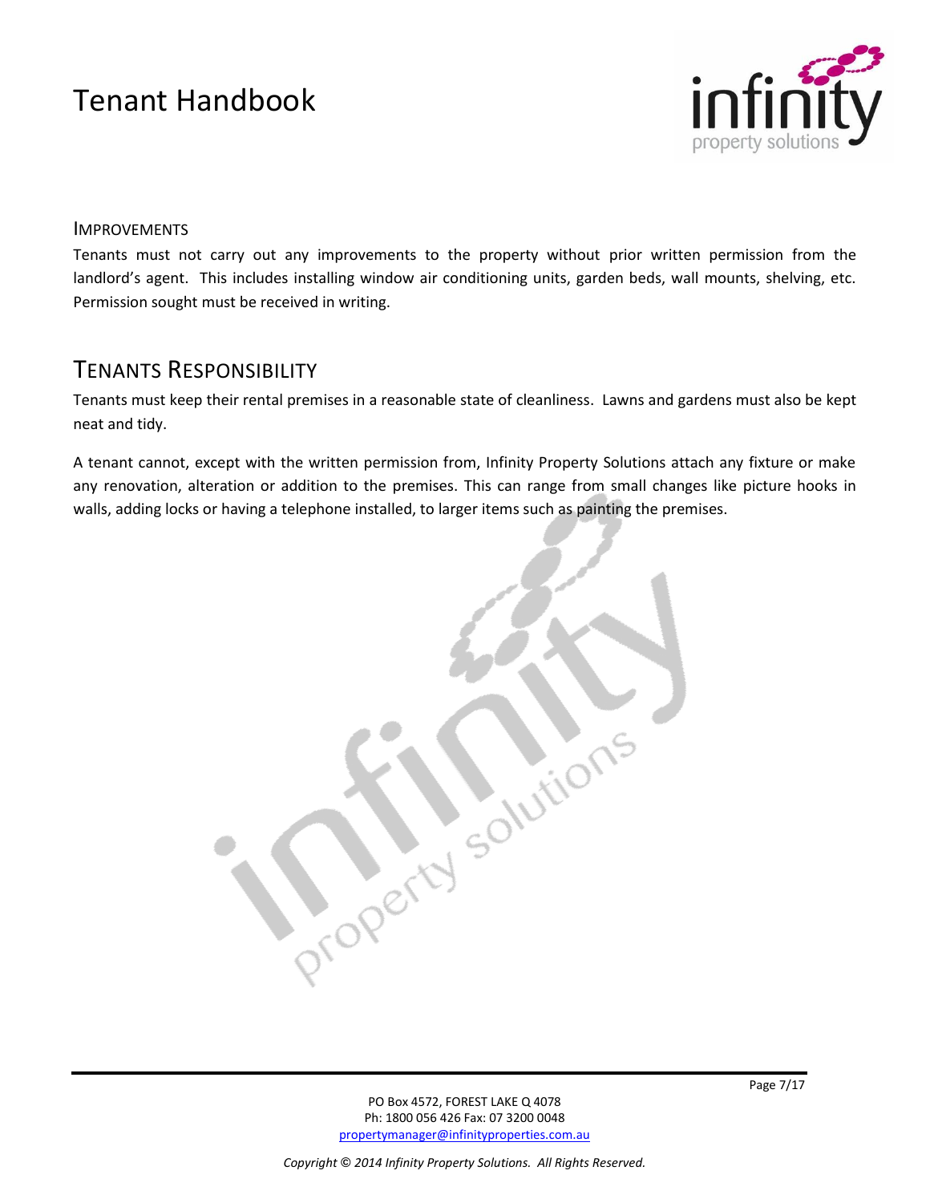### Improvements

Tenants must not carry out any improvements to the property without prior written permission from the landlord's agent. This includes installing window air conditioning units, garden beds, wall mounts, shelving, etc. Permission sought must be received in writing.

## Tenants Responsibility

Tenants must keep their rental premises in a reasonable state of cleanliness. Lawns and gardens must also be kept neat and tidy.

A tenant cannot, except with the written permission from, Infinity Property Solutions attach any fixture or make any renovation, alteration or addition to the premises. This can range from small changes like picture hooks in walls, adding locks or having a telephone installed, to larger items such as painting the premises.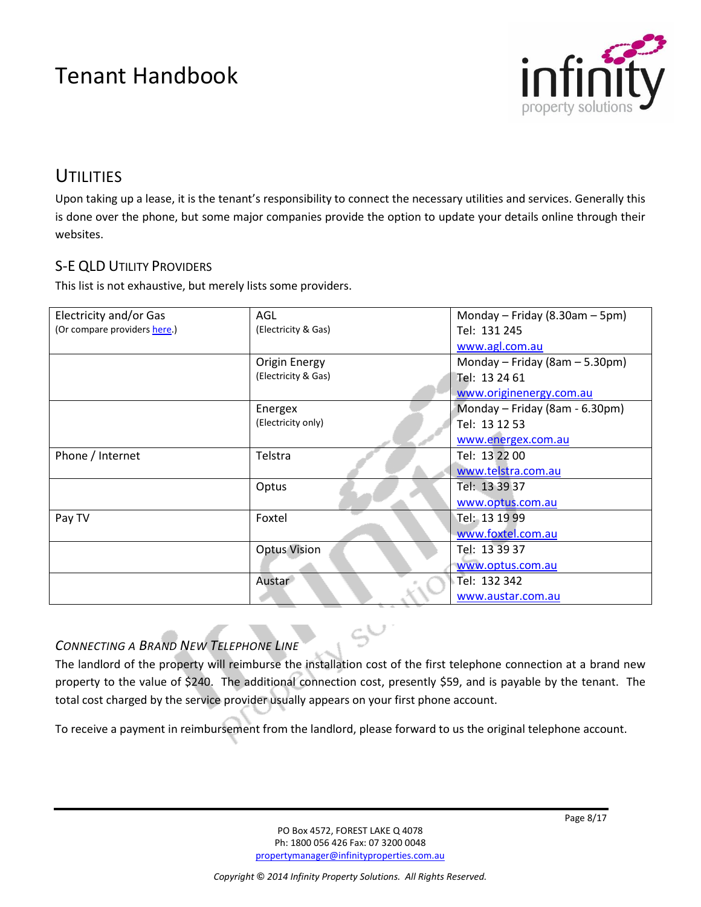## UTILITIES

Upon taking up a lease, it is the tenant's responsibility to connect the necessary utilities and services. Generally this is done over the phone, but some major companies provide the option to update your details online through their websites.

### S-E QLD UTILITY PROVIDERS

This list is not exhaustive, but merely lists some providers.

| | | |
|---|---|---|
| Electricity and/or Gas<br>(Or compare providers here.) | AGL<br>(Electricity & Gas) | Monday – Friday (8.30am – 5pm)<br>Tel: 131 245<br>www.agl.com.au |
| | Origin Energy<br>(Electricity & Gas) | Monday – Friday (8am – 5.30pm)<br>Tel: 13 24 61<br>www.originenergy.com.au |
| | Energex<br>(Electricity only) | Monday – Friday (8am - 6.30pm)<br>Tel: 13 12 53<br>www.energex.com.au |
| Phone / Internet | Telstra | Tel: 13 22 00<br>www.telstra.com.au |
| | Optus | Tel: 13 39 37<br>www.optus.com.au |
| Pay TV | Foxtel | Tel: 13 19 99<br>www.foxtel.com.au |
| | Optus Vision | Tel: 13 39 37<br>www.optus.com.au |
| | Austar | Tel: 132 342<br>www.austar.com.au |

#### *CONNECTING A BRAND NEW TELEPHONE LINE*

The landlord of the property will reimburse the installation cost of the first telephone connection at a brand new property to the value of $240. The additional connection cost, presently $59, and is payable by the tenant. The total cost charged by the service provider usually appears on your first phone account.

To receive a payment in reimbursement from the landlord, please forward to us the original telephone account.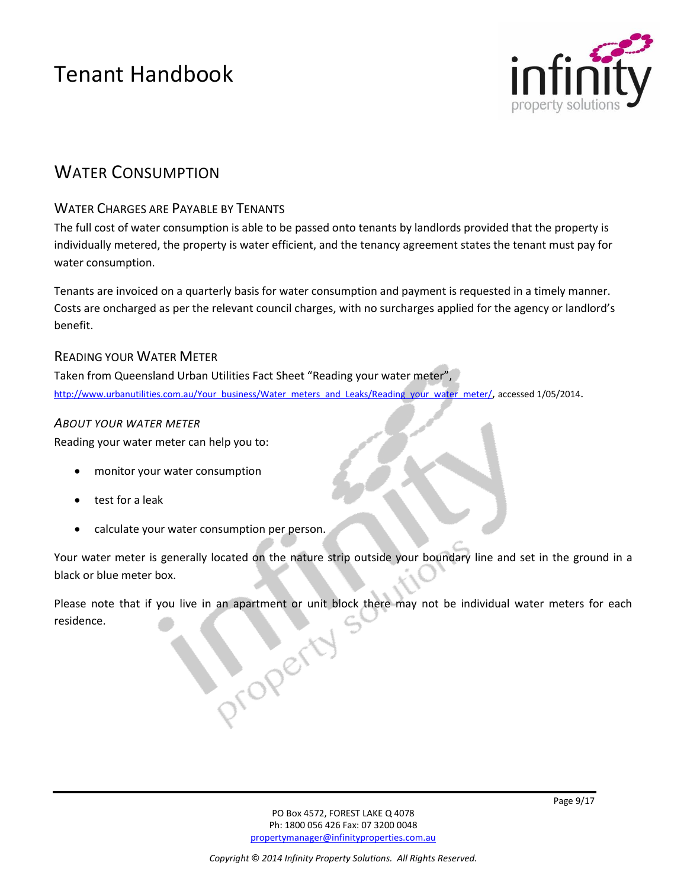## Water Consumption

### Water Charges are Payable by Tenants

The full cost of water consumption is able to be passed onto tenants by landlords provided that the property is individually metered, the property is water efficient, and the tenancy agreement states the tenant must pay for water consumption.

Tenants are invoiced on a quarterly basis for water consumption and payment is requested in a timely manner. Costs are oncharged as per the relevant council charges, with no surcharges applied for the agency or landlord's benefit.

### Reading your Water Meter

Taken from Queensland Urban Utilities Fact Sheet "Reading your water meter", http://www.urbanutilities.com.au/Your_business/Water_meters_and_Leaks/Reading_your_water_meter/, accessed 1/05/2014.

#### *About your Water Meter*

Reading your water meter can help you to:

- monitor your water consumption
- test for a leak
- calculate your water consumption per person.

Your water meter is generally located on the nature strip outside your boundary line and set in the ground in a black or blue meter box.

Please note that if you live in an apartment or unit block there may not be individual water meters for each residence.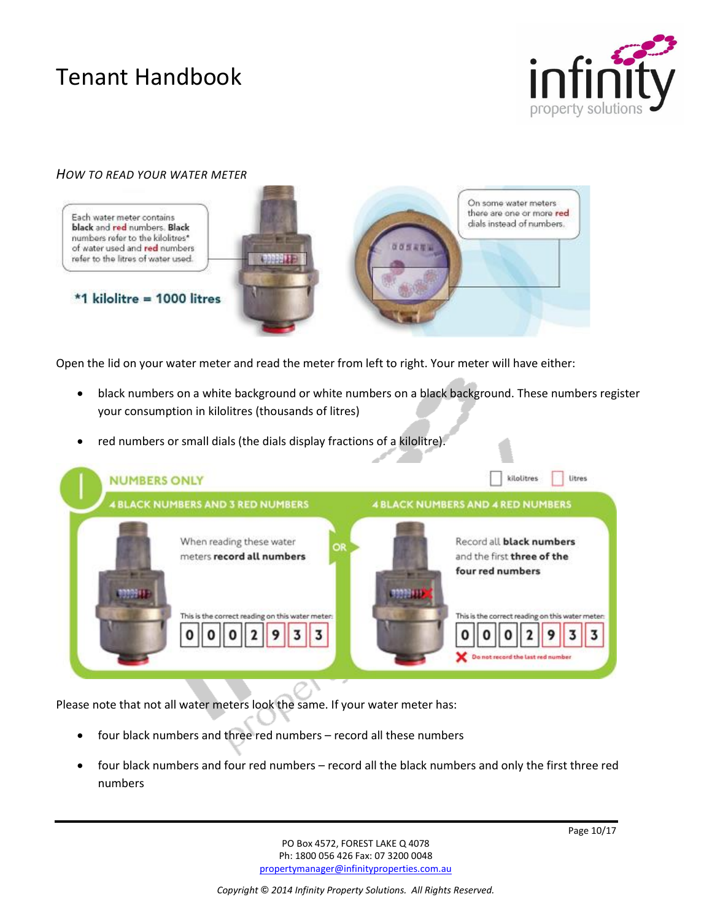# Tenant Handbook

## *HOW TO READ YOUR WATER METER*

Each water meter contains **black** and **red** numbers. **Black** numbers refer to the kilolitres* of water used and **red** numbers refer to the litres of water used.

***1 kilolitre = 1000 litres**

On some water meters there are one or more **red** dials instead of numbers.

Open the lid on your water meter and read the meter from left to right. Your meter will have either:

- black numbers on a white background or white numbers on a black background. These numbers register your consumption in kilolitres (thousands of litres)
- red numbers or small dials (the dials display fractions of a kilolitre).

**NUMBERS ONLY**

kilolitres | litres

**4 BLACK NUMBERS AND 3 RED NUMBERS**

When reading these water meters **record all numbers**

This is the correct reading on this water meter:

| 0 | 0 | 0 | 2 | 9 | 3 | 3 |
|---|---|---|---|---|---|---|

OR

**4 BLACK NUMBERS AND 4 RED NUMBERS**

Record all **black numbers** and the first **three of the four red numbers**

This is the correct reading on this water meter:

| 0 | 0 | 0 | 2 | 9 | 3 | 3 |
|---|---|---|---|---|---|---|

Do not record the last red number

Please note that not all water meters look the same. If your water meter has:

- four black numbers and three red numbers – record all these numbers
- four black numbers and four red numbers – record all the black numbers and only the first three red numbers

PO Box 4572, FOREST LAKE Q 4078
Ph: 1800 056 426 Fax: 07 3200 0048
propertymanager@infinityproperties.com.au

*Copyright © 2014 Infinity Property Solutions. All Rights Reserved.*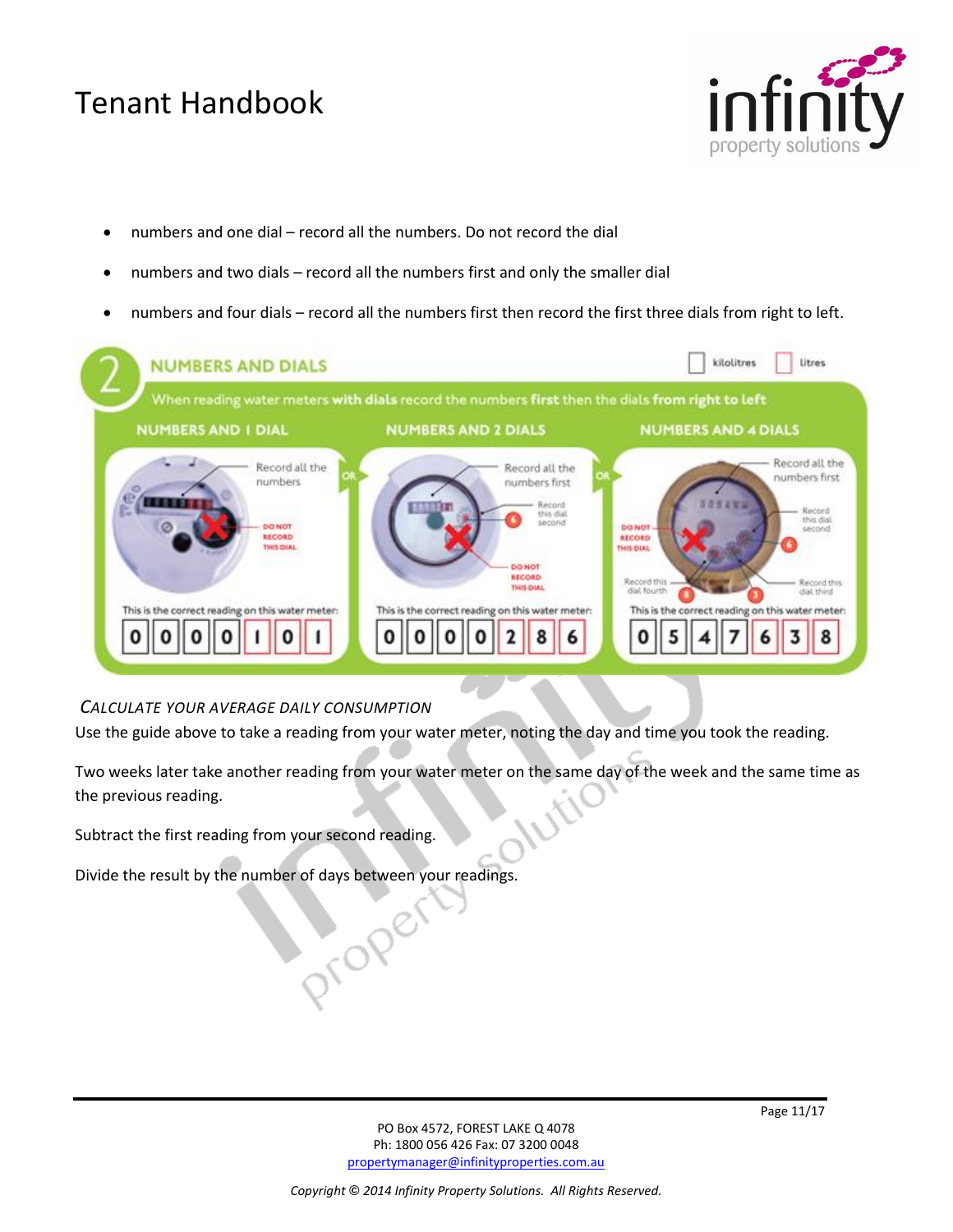- numbers and one dial – record all the numbers. Do not record the dial
- numbers and two dials – record all the numbers first and only the smaller dial
- numbers and four dials – record all the numbers first then record the first three dials from right to left.

**2 NUMBERS AND DIALS** ☐ kilolitres ☐ litres

When reading water meters **with dials** record the numbers **first** then the dials **from right to left**

| NUMBERS AND 1 DIAL | NUMBERS AND 2 DIALS | NUMBERS AND 4 DIALS |
|---|---|---|
| Record all the numbers. DO NOT RECORD THIS DIAL | Record all the numbers first. Record this dial second. DO NOT RECORD THIS DIAL | Record all the numbers first. Record this dial second. Record this dial third. Record this dial fourth. DO NOT RECORD THIS DIAL |
| This is the correct reading on this water meter: 0 0 0 0 1 0 1 | This is the correct reading on this water meter: 0 0 0 0 2 8 6 | This is the correct reading on this water meter: 0 5 4 7 6 3 8 |

*CALCULATE YOUR AVERAGE DAILY CONSUMPTION*

Use the guide above to take a reading from your water meter, noting the day and time you took the reading.

Two weeks later take another reading from your water meter on the same day of the week and the same time as the previous reading.

Subtract the first reading from your second reading.

Divide the result by the number of days between your readings.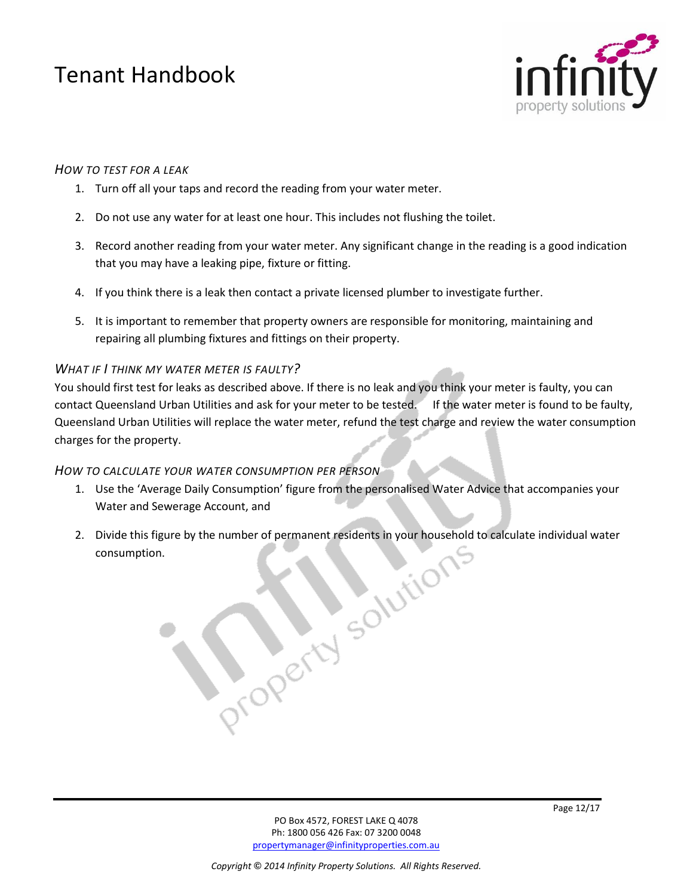### *HOW TO TEST FOR A LEAK*

1. Turn off all your taps and record the reading from your water meter.
2. Do not use any water for at least one hour. This includes not flushing the toilet.
3. Record another reading from your water meter. Any significant change in the reading is a good indication that you may have a leaking pipe, fixture or fitting.
4. If you think there is a leak then contact a private licensed plumber to investigate further.
5. It is important to remember that property owners are responsible for monitoring, maintaining and repairing all plumbing fixtures and fittings on their property.

### *WHAT IF I THINK MY WATER METER IS FAULTY?*

You should first test for leaks as described above. If there is no leak and you think your meter is faulty, you can contact Queensland Urban Utilities and ask for your meter to be tested. If the water meter is found to be faulty, Queensland Urban Utilities will replace the water meter, refund the test charge and review the water consumption charges for the property.

### *HOW TO CALCULATE YOUR WATER CONSUMPTION PER PERSON*

1. Use the 'Average Daily Consumption' figure from the personalised Water Advice that accompanies your Water and Sewerage Account, and
2. Divide this figure by the number of permanent residents in your household to calculate individual water consumption.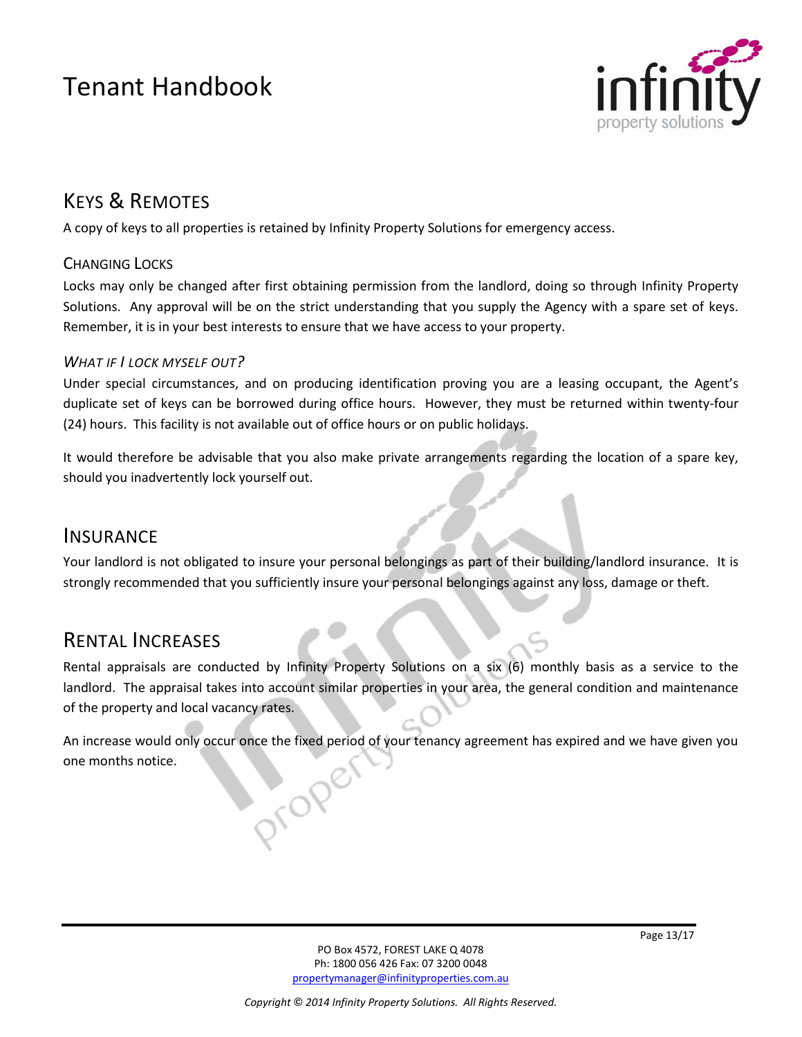## Keys & Remotes

A copy of keys to all properties is retained by Infinity Property Solutions for emergency access.

### Changing Locks

Locks may only be changed after first obtaining permission from the landlord, doing so through Infinity Property Solutions. Any approval will be on the strict understanding that you supply the Agency with a spare set of keys. Remember, it is in your best interests to ensure that we have access to your property.

#### *What if I lock myself out?*

Under special circumstances, and on producing identification proving you are a leasing occupant, the Agent's duplicate set of keys can be borrowed during office hours. However, they must be returned within twenty-four (24) hours. This facility is not available out of office hours or on public holidays.

It would therefore be advisable that you also make private arrangements regarding the location of a spare key, should you inadvertently lock yourself out.

## Insurance

Your landlord is not obligated to insure your personal belongings as part of their building/landlord insurance. It is strongly recommended that you sufficiently insure your personal belongings against any loss, damage or theft.

## Rental Increases

Rental appraisals are conducted by Infinity Property Solutions on a six (6) monthly basis as a service to the landlord. The appraisal takes into account similar properties in your area, the general condition and maintenance of the property and local vacancy rates.

An increase would only occur once the fixed period of your tenancy agreement has expired and we have given you one months notice.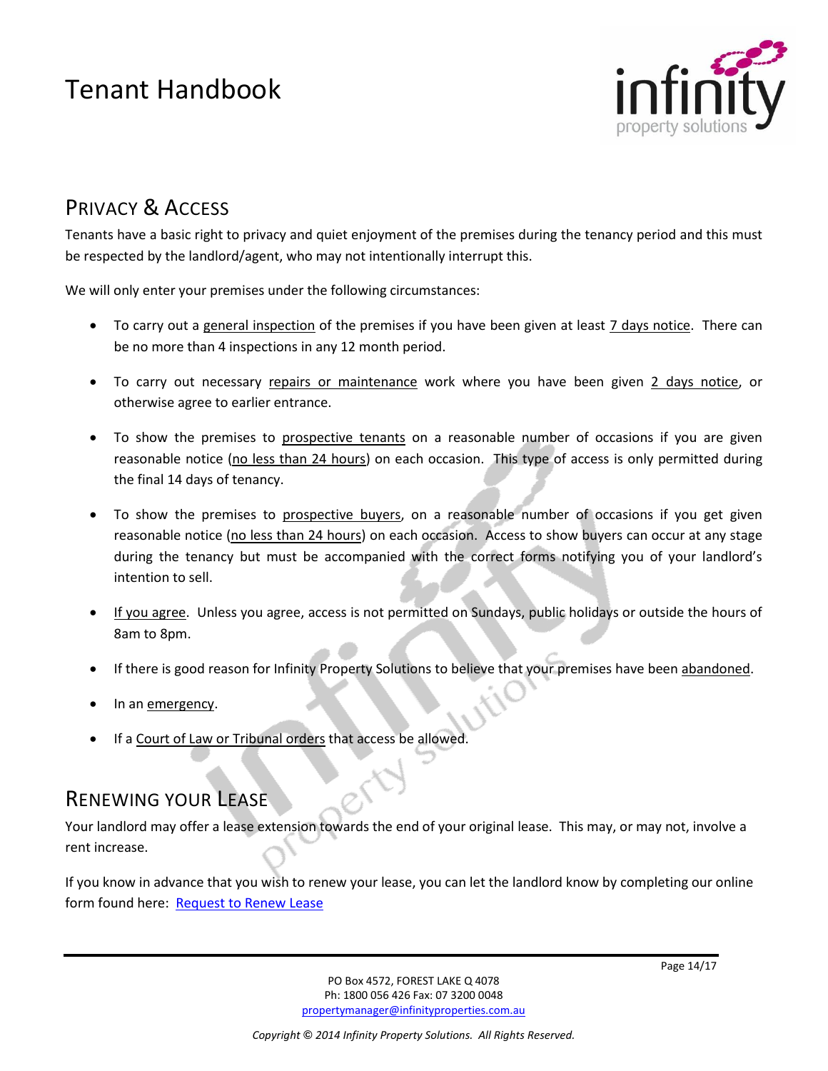## Privacy & Access

Tenants have a basic right to privacy and quiet enjoyment of the premises during the tenancy period and this must be respected by the landlord/agent, who may not intentionally interrupt this.

We will only enter your premises under the following circumstances:

- To carry out a general inspection of the premises if you have been given at least 7 days notice. There can be no more than 4 inspections in any 12 month period.
- To carry out necessary repairs or maintenance work where you have been given 2 days notice, or otherwise agree to earlier entrance.
- To show the premises to prospective tenants on a reasonable number of occasions if you are given reasonable notice (no less than 24 hours) on each occasion. This type of access is only permitted during the final 14 days of tenancy.
- To show the premises to prospective buyers, on a reasonable number of occasions if you get given reasonable notice (no less than 24 hours) on each occasion. Access to show buyers can occur at any stage during the tenancy but must be accompanied with the correct forms notifying you of your landlord's intention to sell.
- If you agree. Unless you agree, access is not permitted on Sundays, public holidays or outside the hours of 8am to 8pm.
- If there is good reason for Infinity Property Solutions to believe that your premises have been abandoned.
- In an emergency.
- If a Court of Law or Tribunal orders that access be allowed.

## Renewing Your Lease

Your landlord may offer a lease extension towards the end of your original lease. This may, or may not, involve a rent increase.

If you know in advance that you wish to renew your lease, you can let the landlord know by completing our online form found here: Request to Renew Lease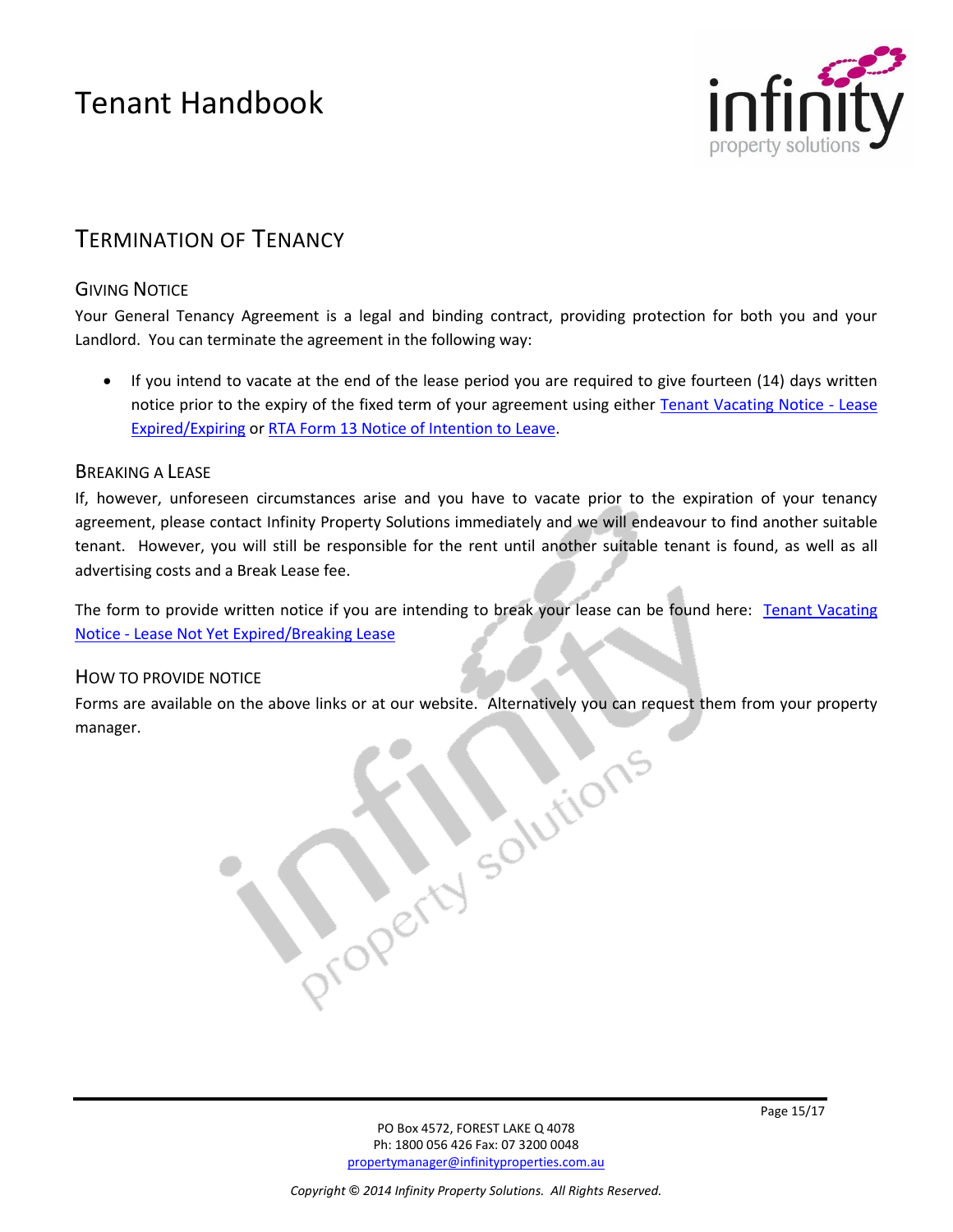## TERMINATION OF TENANCY

### GIVING NOTICE

Your General Tenancy Agreement is a legal and binding contract, providing protection for both you and your Landlord. You can terminate the agreement in the following way:

- If you intend to vacate at the end of the lease period you are required to give fourteen (14) days written notice prior to the expiry of the fixed term of your agreement using either Tenant Vacating Notice - Lease Expired/Expiring or RTA Form 13 Notice of Intention to Leave.

### BREAKING A LEASE

If, however, unforeseen circumstances arise and you have to vacate prior to the expiration of your tenancy agreement, please contact Infinity Property Solutions immediately and we will endeavour to find another suitable tenant. However, you will still be responsible for the rent until another suitable tenant is found, as well as all advertising costs and a Break Lease fee.

The form to provide written notice if you are intending to break your lease can be found here: Tenant Vacating Notice - Lease Not Yet Expired/Breaking Lease

### HOW TO PROVIDE NOTICE

Forms are available on the above links or at our website. Alternatively you can request them from your property manager.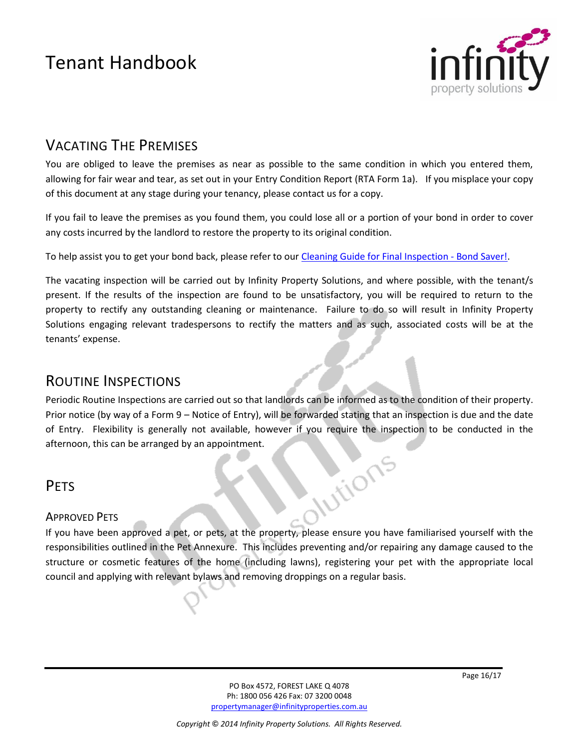## Vacating The Premises

You are obliged to leave the premises as near as possible to the same condition in which you entered them, allowing for fair wear and tear, as set out in your Entry Condition Report (RTA Form 1a). If you misplace your copy of this document at any stage during your tenancy, please contact us for a copy.

If you fail to leave the premises as you found them, you could lose all or a portion of your bond in order to cover any costs incurred by the landlord to restore the property to its original condition.

To help assist you to get your bond back, please refer to our [Cleaning Guide for Final Inspection - Bond Saver!]().

The vacating inspection will be carried out by Infinity Property Solutions, and where possible, with the tenant/s present. If the results of the inspection are found to be unsatisfactory, you will be required to return to the property to rectify any outstanding cleaning or maintenance. Failure to do so will result in Infinity Property Solutions engaging relevant tradespersons to rectify the matters and as such, associated costs will be at the tenants' expense.

## Routine Inspections

Periodic Routine Inspections are carried out so that landlords can be informed as to the condition of their property. Prior notice (by way of a Form 9 – Notice of Entry), will be forwarded stating that an inspection is due and the date of Entry. Flexibility is generally not available, however if you require the inspection to be conducted in the afternoon, this can be arranged by an appointment.

## Pets

### Approved Pets

If you have been approved a pet, or pets, at the property, please ensure you have familiarised yourself with the responsibilities outlined in the Pet Annexure. This includes preventing and/or repairing any damage caused to the structure or cosmetic features of the home (including lawns), registering your pet with the appropriate local council and applying with relevant bylaws and removing droppings on a regular basis.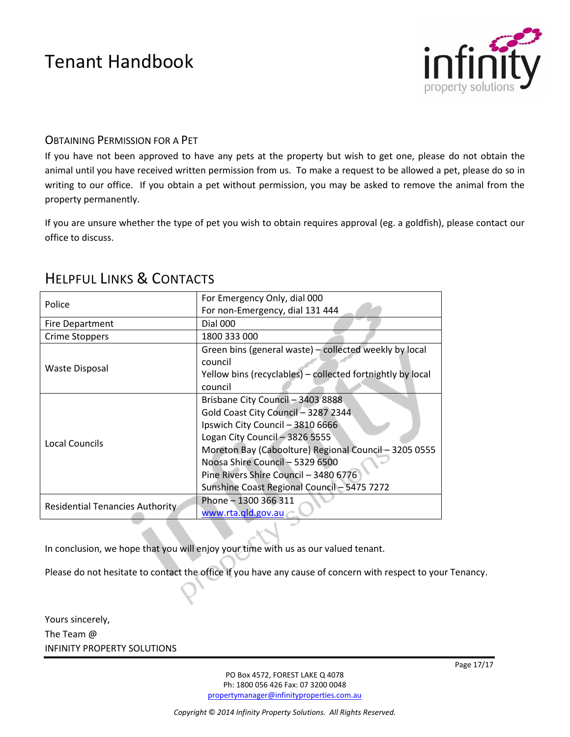### Obtaining Permission for a Pet

If you have not been approved to have any pets at the property but wish to get one, please do not obtain the animal until you have received written permission from us. To make a request to be allowed a pet, please do so in writing to our office. If you obtain a pet without permission, you may be asked to remove the animal from the property permanently.

If you are unsure whether the type of pet you wish to obtain requires approval (eg. a goldfish), please contact our office to discuss.

## Helpful Links & Contacts

| | |
|---|---|
| Police | For Emergency Only, dial 000<br>For non-Emergency, dial 131 444 |
| Fire Department | Dial 000 |
| Crime Stoppers | 1800 333 000 |
| Waste Disposal | Green bins (general waste) – collected weekly by local council<br>Yellow bins (recyclables) – collected fortnightly by local council |
| Local Councils | Brisbane City Council – 3403 8888<br>Gold Coast City Council – 3287 2344<br>Ipswich City Council – 3810 6666<br>Logan City Council – 3826 5555<br>Moreton Bay (Caboolture) Regional Council – 3205 0555<br>Noosa Shire Council – 5329 6500<br>Pine Rivers Shire Council – 3480 6776<br>Sunshine Coast Regional Council – 5475 7272 |
| Residential Tenancies Authority | Phone – 1300 366 311<br>www.rta.qld.gov.au |

In conclusion, we hope that you will enjoy your time with us as our valued tenant.

Please do not hesitate to contact the office if you have any cause of concern with respect to your Tenancy.

Yours sincerely,
The Team @
INFINITY PROPERTY SOLUTIONS